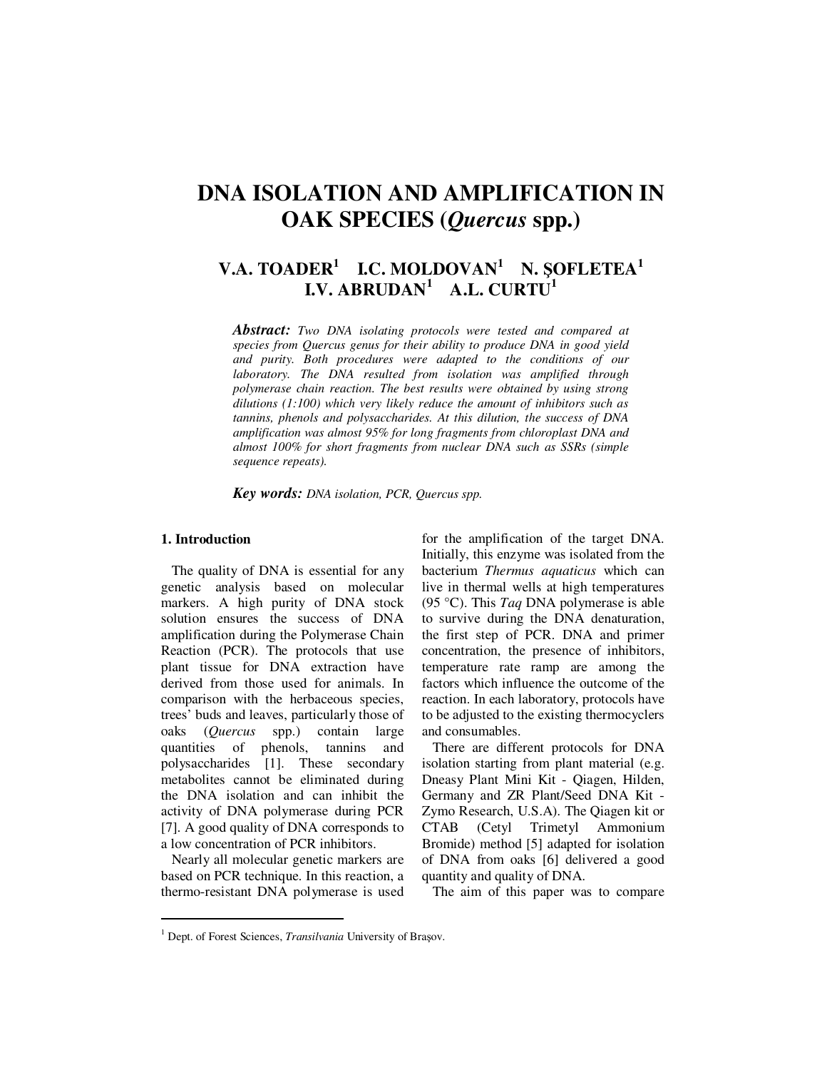# DNA ISOLATION AND AMPLIFICATION IN OAK SPECIES (*Quercus* spp.)

**V.A. TOADER[1] I.C. MOLDOVAN[1] N. ŞOFLETEA[1] I.V. ABRUDAN[1] A.L. CURTU[1]**

***Abstract:*** *Two DNA isolating protocols were tested and compared at species from Quercus genus for their ability to produce DNA in good yield and purity. Both procedures were adapted to the conditions of our laboratory. The DNA resulted from isolation was amplified through polymerase chain reaction. The best results were obtained by using strong dilutions (1:100) which very likely reduce the amount of inhibitors such as tannins, phenols and polysaccharides. At this dilution, the success of DNA amplification was almost 95% for long fragments from chloroplast DNA and almost 100% for short fragments from nuclear DNA such as SSRs (simple sequence repeats).*

***Key words:*** *DNA isolation, PCR, Quercus spp.*

## 1. Introduction

The quality of DNA is essential for any genetic analysis based on molecular markers. A high purity of DNA stock solution ensures the success of DNA amplification during the Polymerase Chain Reaction (PCR). The protocols that use plant tissue for DNA extraction have derived from those used for animals. In comparison with the herbaceous species, trees' buds and leaves, particularly those of oaks (*Quercus* spp.) contain large quantities of phenols, tannins and polysaccharides [1]. These secondary metabolites cannot be eliminated during the DNA isolation and can inhibit the activity of DNA polymerase during PCR [7]. A good quality of DNA corresponds to a low concentration of PCR inhibitors.

Nearly all molecular genetic markers are based on PCR technique. In this reaction, a thermo-resistant DNA polymerase is used for the amplification of the target DNA. Initially, this enzyme was isolated from the bacterium *Thermus aquaticus* which can live in thermal wells at high temperatures (95 °C). This *Taq* DNA polymerase is able to survive during the DNA denaturation, the first step of PCR. DNA and primer concentration, the presence of inhibitors, temperature rate ramp are among the factors which influence the outcome of the reaction. In each laboratory, protocols have to be adjusted to the existing thermocyclers and consumables.

There are different protocols for DNA isolation starting from plant material (e.g. Dneasy Plant Mini Kit - Qiagen, Hilden, Germany and ZR Plant/Seed DNA Kit - Zymo Research, U.S.A). The Qiagen kit or CTAB (Cetyl Trimetyl Ammonium Bromide) method [5] adapted for isolation of DNA from oaks [6] delivered a good quantity and quality of DNA.

The aim of this paper was to compare

[1] Dept. of Forest Sciences, *Transilvania* University of Braşov.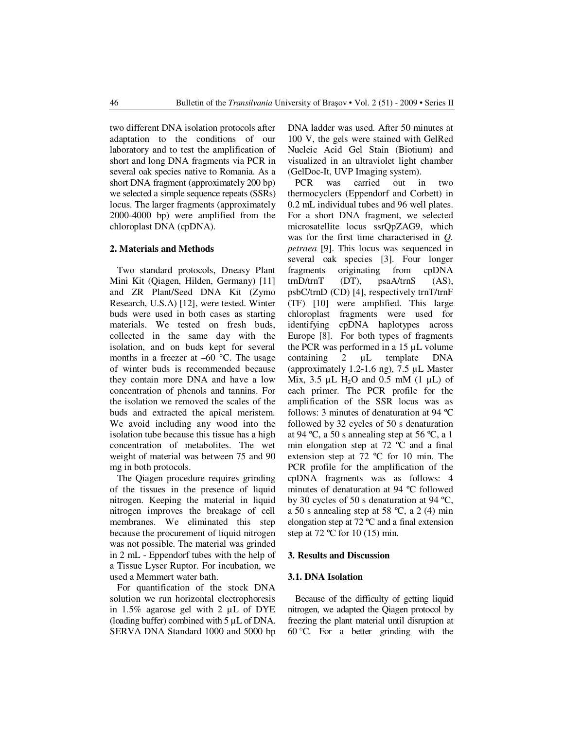two different DNA isolation protocols after adaptation to the conditions of our laboratory and to test the amplification of short and long DNA fragments via PCR in several oak species native to Romania. As a short DNA fragment (approximately 200 bp) we selected a simple sequence repeats (SSRs) locus. The larger fragments (approximately 2000-4000 bp) were amplified from the chloroplast DNA (cpDNA).

## 2. Materials and Methods

Two standard protocols, Dneasy Plant Mini Kit (Qiagen, Hilden, Germany) [11] and ZR Plant/Seed DNA Kit (Zymo Research, U.S.A) [12], were tested. Winter buds were used in both cases as starting materials. We tested on fresh buds, collected in the same day with the isolation, and on buds kept for several months in a freezer at –60 °C. The usage of winter buds is recommended because they contain more DNA and have a low concentration of phenols and tannins. For the isolation we removed the scales of the buds and extracted the apical meristem. We avoid including any wood into the isolation tube because this tissue has a high concentration of metabolites. The wet weight of material was between 75 and 90 mg in both protocols.

The Qiagen procedure requires grinding of the tissues in the presence of liquid nitrogen. Keeping the material in liquid nitrogen improves the breakage of cell membranes. We eliminated this step because the procurement of liquid nitrogen was not possible. The material was grinded in 2 mL - Eppendorf tubes with the help of a Tissue Lyser Ruptor. For incubation, we used a Memmert water bath.

For quantification of the stock DNA solution we run horizontal electrophoresis in 1.5% agarose gel with 2 µL of DYE (loading buffer) combined with 5 µL of DNA. SERVA DNA Standard 1000 and 5000 bp DNA ladder was used. After 50 minutes at 100 V, the gels were stained with GelRed Nucleic Acid Gel Stain (Biotium) and visualized in an ultraviolet light chamber (GelDoc-It, UVP Imaging system).

PCR was carried out in two thermocyclers (Eppendorf and Corbett) in 0.2 mL individual tubes and 96 well plates. For a short DNA fragment, we selected microsatellite locus ssrQpZAG9, which was for the first time characterised in *Q. petraea* [9]. This locus was sequenced in several oak species [3]. Four longer fragments originating from cpDNA trnD/trnT (DT), psaA/trnS (AS), psbC/trnD (CD) [4], respectively trnT/trnF (TF) [10] were amplified. This large chloroplast fragments were used for identifying cpDNA haplotypes across Europe [8]. For both types of fragments the PCR was performed in a 15 µL volume containing 2 µL template DNA (approximately 1.2-1.6 ng), 7.5 µL Master Mix, 3.5 µL $H_2O$ and 0.5 mM (1 µL) of each primer. The PCR profile for the amplification of the SSR locus was as follows: 3 minutes of denaturation at 94 ºC followed by 32 cycles of 50 s denaturation at 94 ºC, a 50 s annealing step at 56 ºC, a 1 min elongation step at 72 ºC and a final extension step at 72 ºC for 10 min. The PCR profile for the amplification of the cpDNA fragments was as follows: 4 minutes of denaturation at 94 ºC followed by 30 cycles of 50 s denaturation at 94 ºC, a 50 s annealing step at 58 ºC, a 2 (4) min elongation step at 72 ºC and a final extension step at 72 ºC for 10 (15) min.

## 3. Results and Discussion

### 3.1. DNA Isolation

Because of the difficulty of getting liquid nitrogen, we adapted the Qiagen protocol by freezing the plant material until disruption at 60 °C. For a better grinding with the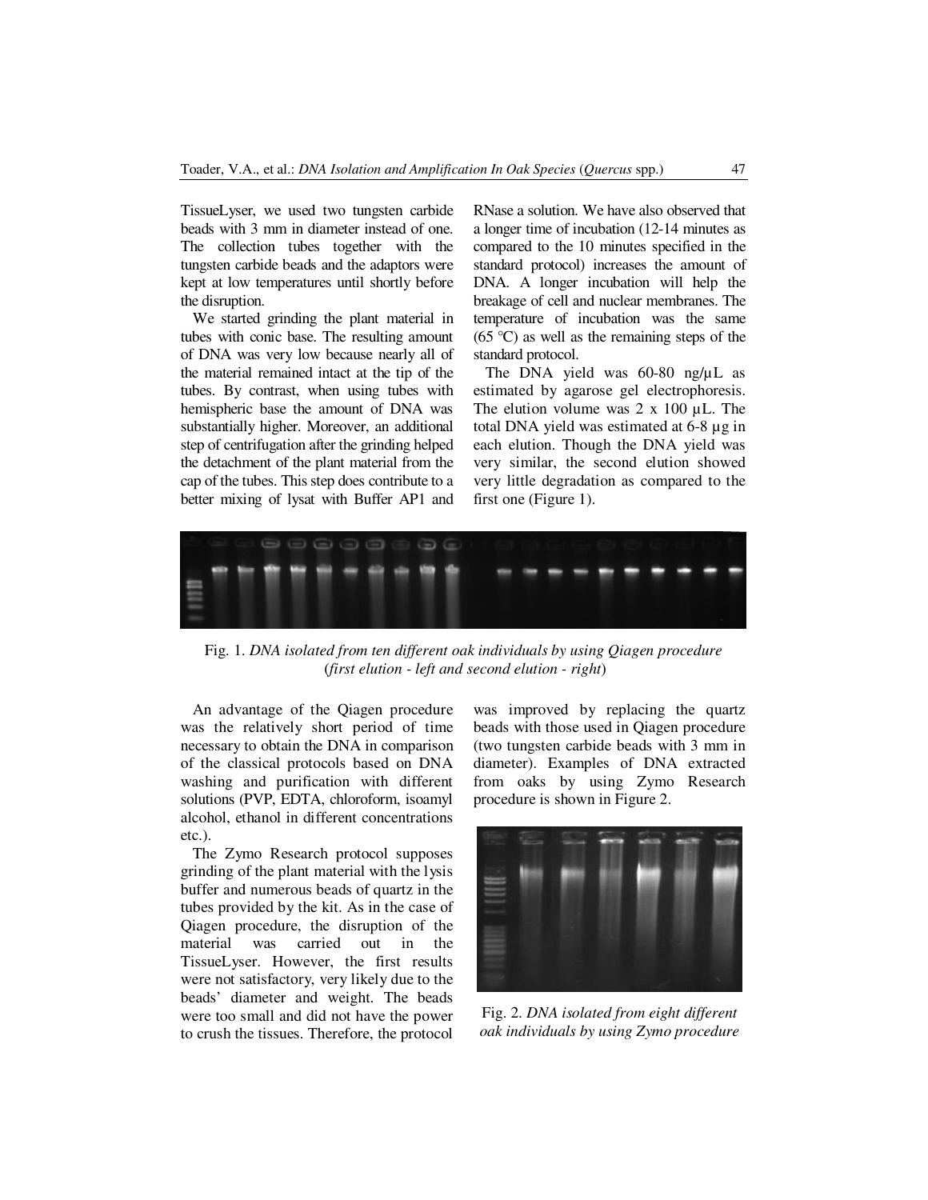TissueLyser, we used two tungsten carbide beads with 3 mm in diameter instead of one. The collection tubes together with the tungsten carbide beads and the adaptors were kept at low temperatures until shortly before the disruption.

We started grinding the plant material in tubes with conic base. The resulting amount of DNA was very low because nearly all of the material remained intact at the tip of the tubes. By contrast, when using tubes with hemispheric base the amount of DNA was substantially higher. Moreover, an additional step of centrifugation after the grinding helped the detachment of the plant material from the cap of the tubes. This step does contribute to a better mixing of lysat with Buffer AP1 and RNase a solution. We have also observed that a longer time of incubation (12-14 minutes as compared to the 10 minutes specified in the standard protocol) increases the amount of DNA. A longer incubation will help the breakage of cell and nuclear membranes. The temperature of incubation was the same (65 °C) as well as the remaining steps of the standard protocol.

The DNA yield was 60-80 ng/µL as estimated by agarose gel electrophoresis. The elution volume was 2 x 100 µL. The total DNA yield was estimated at 6-8 µg in each elution. Though the DNA yield was very similar, the second elution showed very little degradation as compared to the first one (Figure 1).

Fig. 1. *DNA isolated from ten different oak individuals by using Qiagen procedure* (*first elution - left and second elution - right*)

An advantage of the Qiagen procedure was the relatively short period of time necessary to obtain the DNA in comparison of the classical protocols based on DNA washing and purification with different solutions (PVP, EDTA, chloroform, isoamyl alcohol, ethanol in different concentrations etc.).

The Zymo Research protocol supposes grinding of the plant material with the lysis buffer and numerous beads of quartz in the tubes provided by the kit. As in the case of Qiagen procedure, the disruption of the material was carried out in the TissueLyser. However, the first results were not satisfactory, very likely due to the beads' diameter and weight. The beads were too small and did not have the power to crush the tissues. Therefore, the protocol was improved by replacing the quartz beads with those used in Qiagen procedure (two tungsten carbide beads with 3 mm in diameter). Examples of DNA extracted from oaks by using Zymo Research procedure is shown in Figure 2.

Fig. 2. *DNA isolated from eight different oak individuals by using Zymo procedure*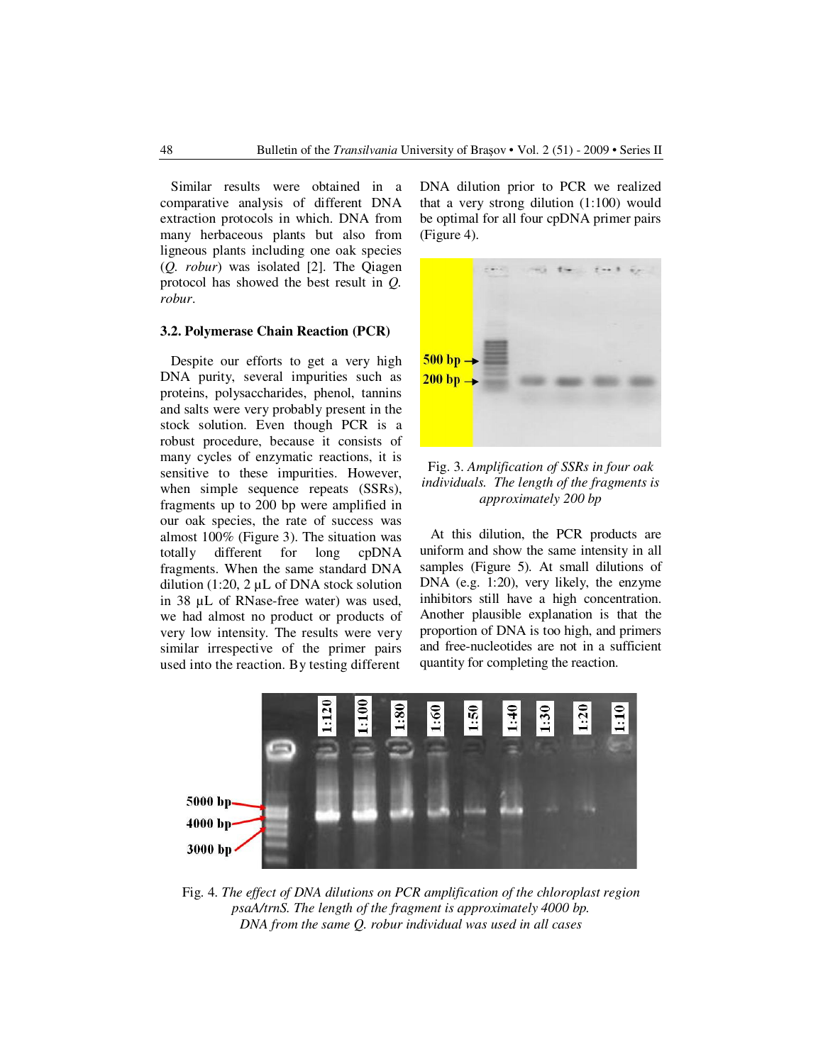Similar results were obtained in a comparative analysis of different DNA extraction protocols in which. DNA from many herbaceous plants but also from ligneous plants including one oak species (*Q. robur*) was isolated [2]. The Qiagen protocol has showed the best result in *Q. robur*.

### 3.2. Polymerase Chain Reaction (PCR)

Despite our efforts to get a very high DNA purity, several impurities such as proteins, polysaccharides, phenol, tannins and salts were very probably present in the stock solution. Even though PCR is a robust procedure, because it consists of many cycles of enzymatic reactions, it is sensitive to these impurities. However, when simple sequence repeats (SSRs), fragments up to 200 bp were amplified in our oak species, the rate of success was almost 100% (Figure 3). The situation was totally different for long cpDNA fragments. When the same standard DNA dilution (1:20, 2 µL of DNA stock solution in 38 µL of RNase-free water) was used, we had almost no product or products of very low intensity. The results were very similar irrespective of the primer pairs used into the reaction. By testing different DNA dilution prior to PCR we realized that a very strong dilution (1:100) would be optimal for all four cpDNA primer pairs (Figure 4).

Fig. 3. *Amplification of SSRs in four oak individuals. The length of the fragments is approximately 200 bp*

At this dilution, the PCR products are uniform and show the same intensity in all samples (Figure 5). At small dilutions of DNA (e.g. 1:20), very likely, the enzyme inhibitors still have a high concentration. Another plausible explanation is that the proportion of DNA is too high, and primers and free-nucleotides are not in a sufficient quantity for completing the reaction.

Fig. 4. *The effect of DNA dilutions on PCR amplification of the chloroplast region psaA/trnS. The length of the fragment is approximately 4000 bp. DNA from the same Q. robur individual was used in all cases*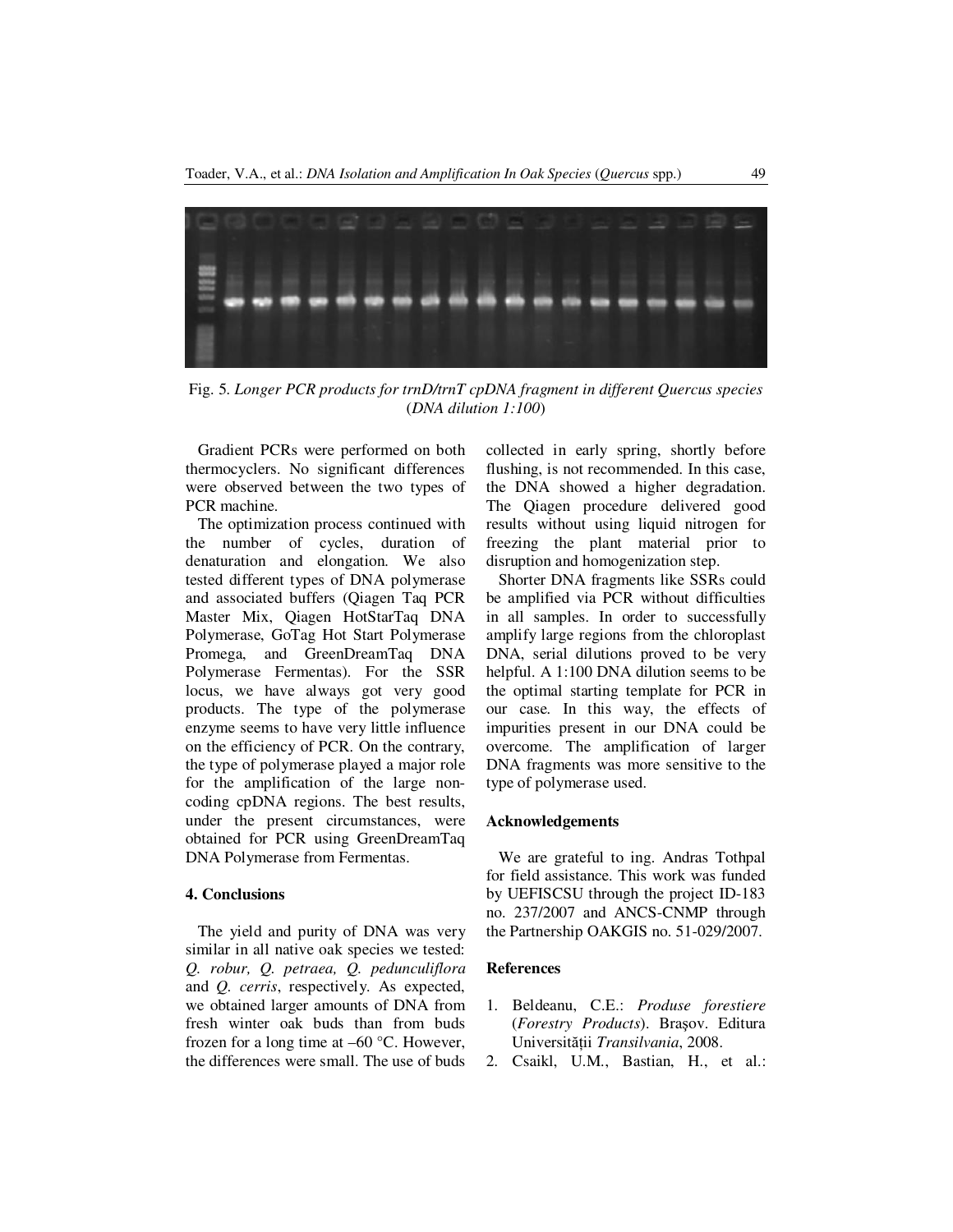Fig. 5. *Longer PCR products for trnD/trnT cpDNA fragment in different Quercus species* (*DNA dilution 1:100*)

Gradient PCRs were performed on both thermocyclers. No significant differences were observed between the two types of PCR machine.

The optimization process continued with the number of cycles, duration of denaturation and elongation. We also tested different types of DNA polymerase and associated buffers (Qiagen Taq PCR Master Mix, Qiagen HotStarTaq DNA Polymerase, GoTag Hot Start Polymerase Promega, and GreenDreamTaq DNA Polymerase Fermentas). For the SSR locus, we have always got very good products. The type of the polymerase enzyme seems to have very little influence on the efficiency of PCR. On the contrary, the type of polymerase played a major role for the amplification of the large non-coding cpDNA regions. The best results, under the present circumstances, were obtained for PCR using GreenDreamTaq DNA Polymerase from Fermentas.

## 4. Conclusions

The yield and purity of DNA was very similar in all native oak species we tested: *Q. robur, Q. petraea, Q. pedunculiflora* and *Q. cerris*, respectively. As expected, we obtained larger amounts of DNA from fresh winter oak buds than from buds frozen for a long time at –60 °C. However, the differences were small. The use of buds collected in early spring, shortly before flushing, is not recommended. In this case, the DNA showed a higher degradation. The Qiagen procedure delivered good results without using liquid nitrogen for freezing the plant material prior to disruption and homogenization step.

Shorter DNA fragments like SSRs could be amplified via PCR without difficulties in all samples. In order to successfully amplify large regions from the chloroplast DNA, serial dilutions proved to be very helpful. A 1:100 DNA dilution seems to be the optimal starting template for PCR in our case. In this way, the effects of impurities present in our DNA could be overcome. The amplification of larger DNA fragments was more sensitive to the type of polymerase used.

## Acknowledgements

We are grateful to ing. Andras Tothpal for field assistance. This work was funded by UEFISCSU through the project ID-183 no. 237/2007 and ANCS-CNMP through the Partnership OAKGIS no. 51-029/2007.

## References

1. Beldeanu, C.E.: *Produse forestiere* (*Forestry Products*). Braşov. Editura Universităţii *Transilvania*, 2008.
2. Csaikl, U.M., Bastian, H., et al.: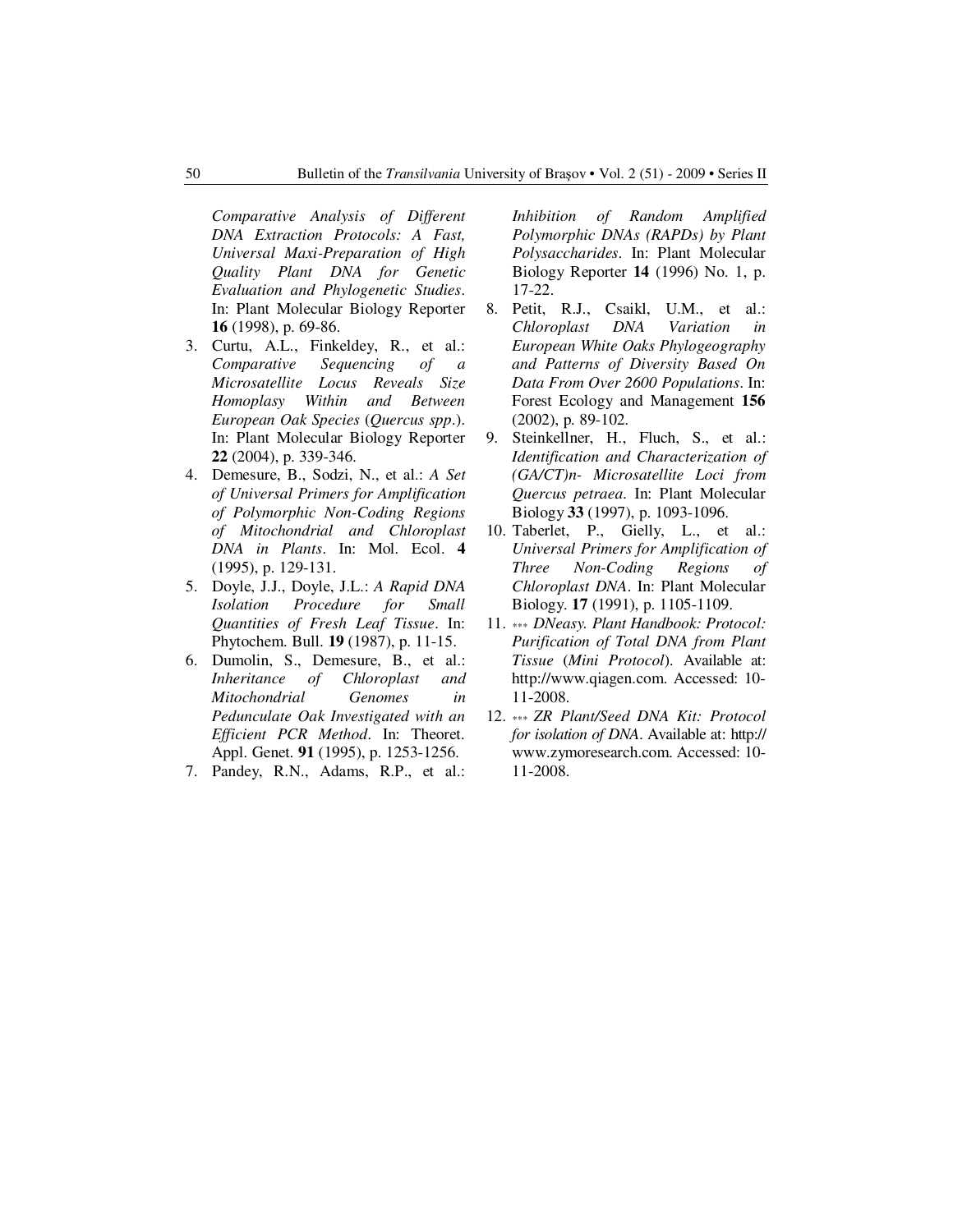*Comparative Analysis of Different DNA Extraction Protocols: A Fast, Universal Maxi-Preparation of High Quality Plant DNA for Genetic Evaluation and Phylogenetic Studies*. In: Plant Molecular Biology Reporter **16** (1998), p. 69-86.

3. Curtu, A.L., Finkeldey, R., et al.: *Comparative Sequencing of a Microsatellite Locus Reveals Size Homoplasy Within and Between European Oak Species* (*Quercus spp*.). In: Plant Molecular Biology Reporter **22** (2004), p. 339-346.
4. Demesure, B., Sodzi, N., et al.: *A Set of Universal Primers for Amplification of Polymorphic Non-Coding Regions of Mitochondrial and Chloroplast DNA in Plants*. In: Mol. Ecol. **4** (1995), p. 129-131.
5. Doyle, J.J., Doyle, J.L.: *A Rapid DNA Isolation Procedure for Small Quantities of Fresh Leaf Tissue*. In: Phytochem. Bull. **19** (1987), p. 11-15.
6. Dumolin, S., Demesure, B., et al.: *Inheritance of Chloroplast and Mitochondrial Genomes in Pedunculate Oak Investigated with an Efficient PCR Method*. In: Theoret. Appl. Genet. **91** (1995), p. 1253-1256.
7. Pandey, R.N., Adams, R.P., et al.: *Inhibition of Random Amplified Polymorphic DNAs (RAPDs) by Plant Polysaccharides*. In: Plant Molecular Biology Reporter **14** (1996) No. 1, p. 17-22.
8. Petit, R.J., Csaikl, U.M., et al.: *Chloroplast DNA Variation in European White Oaks Phylogeography and Patterns of Diversity Based On Data From Over 2600 Populations*. In: Forest Ecology and Management **156** (2002), p. 89-102.
9. Steinkellner, H., Fluch, S., et al.: *Identification and Characterization of (GA/CT)n- Microsatellite Loci from Quercus petraea*. In: Plant Molecular Biology **33** (1997), p. 1093-1096.
10. Taberlet, P., Gielly, L., et al.: *Universal Primers for Amplification of Three Non-Coding Regions of Chloroplast DNA*. In: Plant Molecular Biology. **17** (1991), p. 1105-1109.
11. \*\*\* *DNeasy. Plant Handbook: Protocol: Purification of Total DNA from Plant Tissue* (*Mini Protocol*). Available at: http://www.qiagen.com. Accessed: 10-11-2008.
12. \*\*\* *ZR Plant/Seed DNA Kit: Protocol for isolation of DNA*. Available at: http:// www.zymoresearch.com. Accessed: 10-11-2008.